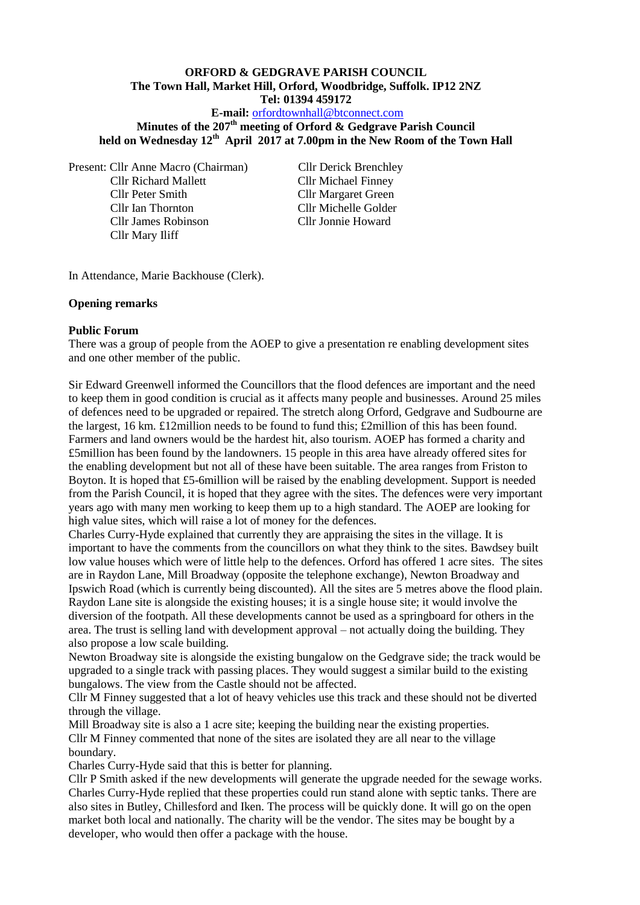**ORFORD & GEDGRAVE PARISH COUNCIL**
**The Town Hall, Market Hill, Orford, Woodbridge, Suffolk. IP12 2NZ**
**Tel: 01394 459172**
**E-mail:** orfordtownhall@btconnect.com

**Minutes of the 207th meeting of Orford & Gedgrave Parish Council held on Wednesday 12th April 2017 at 7.00pm in the New Room of the Town Hall**

Present: Cllr Anne Macro (Chairman)
Cllr Richard Mallett
Cllr Peter Smith
Cllr Ian Thornton
Cllr James Robinson
Cllr Mary Iliff
Cllr Derick Brenchley
Cllr Michael Finney
Cllr Margaret Green
Cllr Michelle Golder
Cllr Jonnie Howard

In Attendance, Marie Backhouse (Clerk).

**Opening remarks**

**Public Forum**

There was a group of people from the AOEP to give a presentation re enabling development sites and one other member of the public.

Sir Edward Greenwell informed the Councillors that the flood defences are important and the need to keep them in good condition is crucial as it affects many people and businesses. Around 25 miles of defences need to be upgraded or repaired. The stretch along Orford, Gedgrave and Sudbourne are the largest, 16 km. £12million needs to be found to fund this; £2million of this has been found. Farmers and land owners would be the hardest hit, also tourism. AOEP has formed a charity and £5million has been found by the landowners. 15 people in this area have already offered sites for the enabling development but not all of these have been suitable. The area ranges from Friston to Boyton. It is hoped that £5-6million will be raised by the enabling development. Support is needed from the Parish Council, it is hoped that they agree with the sites. The defences were very important years ago with many men working to keep them up to a high standard. The AOEP are looking for high value sites, which will raise a lot of money for the defences.

Charles Curry-Hyde explained that currently they are appraising the sites in the village. It is important to have the comments from the councillors on what they think to the sites. Bawdsey built low value houses which were of little help to the defences. Orford has offered 1 acre sites. The sites are in Raydon Lane, Mill Broadway (opposite the telephone exchange), Newton Broadway and Ipswich Road (which is currently being discounted). All the sites are 5 metres above the flood plain. Raydon Lane site is alongside the existing houses; it is a single house site; it would involve the diversion of the footpath. All these developments cannot be used as a springboard for others in the area. The trust is selling land with development approval – not actually doing the building. They also propose a low scale building.

Newton Broadway site is alongside the existing bungalow on the Gedgrave side; the track would be upgraded to a single track with passing places. They would suggest a similar build to the existing bungalows. The view from the Castle should not be affected.

Cllr M Finney suggested that a lot of heavy vehicles use this track and these should not be diverted through the village.

Mill Broadway site is also a 1 acre site; keeping the building near the existing properties.

Cllr M Finney commented that none of the sites are isolated they are all near to the village boundary.

Charles Curry-Hyde said that this is better for planning.

Cllr P Smith asked if the new developments will generate the upgrade needed for the sewage works. Charles Curry-Hyde replied that these properties could run stand alone with septic tanks. There are also sites in Butley, Chillesford and Iken. The process will be quickly done. It will go on the open market both local and nationally. The charity will be the vendor. The sites may be bought by a developer, who would then offer a package with the house.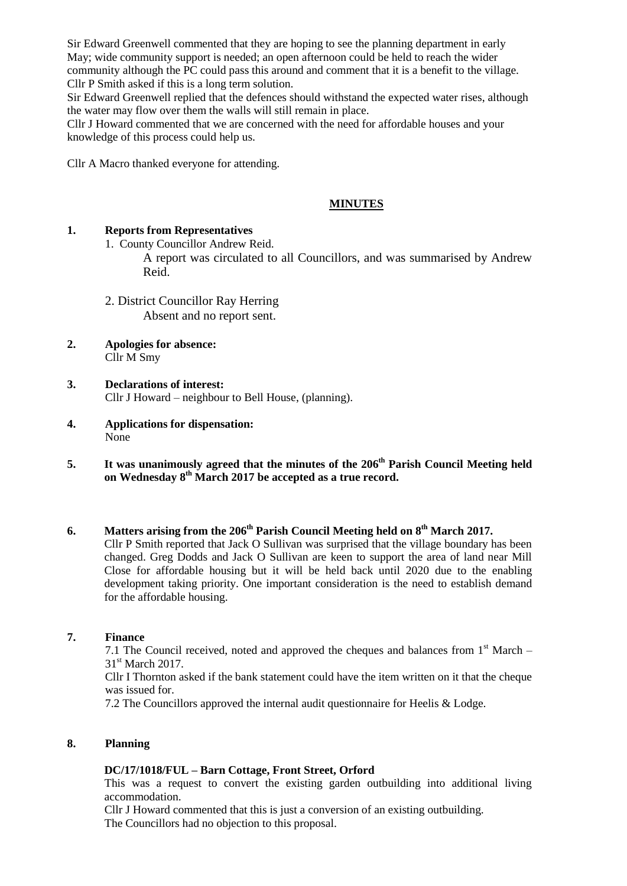Sir Edward Greenwell commented that they are hoping to see the planning department in early May; wide community support is needed; an open afternoon could be held to reach the wider community although the PC could pass this around and comment that it is a benefit to the village. Cllr P Smith asked if this is a long term solution.

Sir Edward Greenwell replied that the defences should withstand the expected water rises, although the water may flow over them the walls will still remain in place.

Cllr J Howard commented that we are concerned with the need for affordable houses and your knowledge of this process could help us.

Cllr A Macro thanked everyone for attending.

## MINUTES

**1. Reports from Representatives**

1. County Councillor Andrew Reid.

   A report was circulated to all Councillors, and was summarised by Andrew Reid.

2. District Councillor Ray Herring

   Absent and no report sent.

**2. Apologies for absence:**

Cllr M Smy

**3. Declarations of interest:**

Cllr J Howard – neighbour to Bell House, (planning).

**4. Applications for dispensation:**

None

**5. It was unanimously agreed that the minutes of the 206th Parish Council Meeting held on Wednesday 8th March 2017 be accepted as a true record.**

**6. Matters arising from the 206th Parish Council Meeting held on 8th March 2017.**

Cllr P Smith reported that Jack O Sullivan was surprised that the village boundary has been changed. Greg Dodds and Jack O Sullivan are keen to support the area of land near Mill Close for affordable housing but it will be held back until 2020 due to the enabling development taking priority. One important consideration is the need to establish demand for the affordable housing.

**7. Finance**

7.1 The Council received, noted and approved the cheques and balances from 1st March – 31st March 2017.

Cllr I Thornton asked if the bank statement could have the item written on it that the cheque was issued for.

7.2 The Councillors approved the internal audit questionnaire for Heelis & Lodge.

**8. Planning**

**DC/17/1018/FUL – Barn Cottage, Front Street, Orford**

This was a request to convert the existing garden outbuilding into additional living accommodation.

Cllr J Howard commented that this is just a conversion of an existing outbuilding.

The Councillors had no objection to this proposal.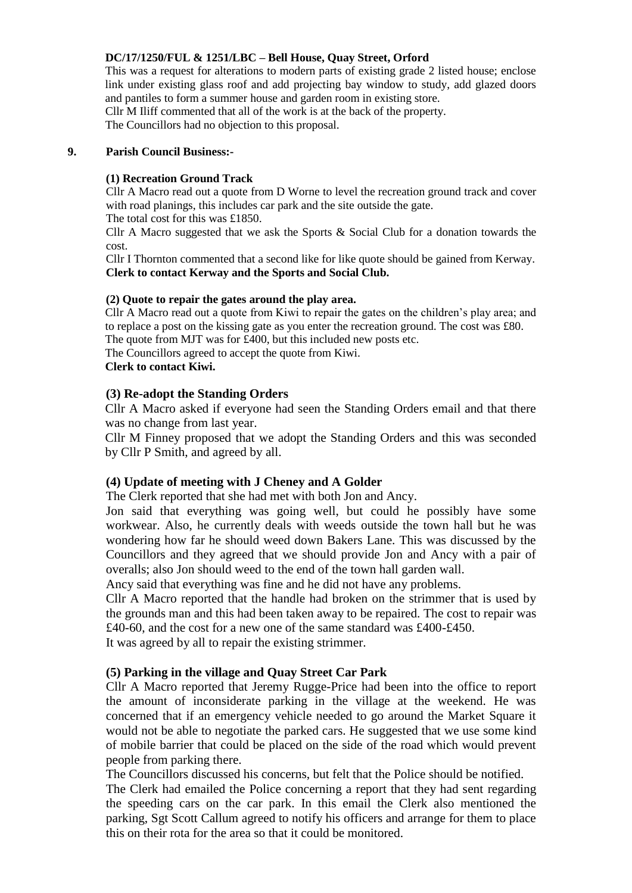**DC/17/1250/FUL & 1251/LBC – Bell House, Quay Street, Orford**

This was a request for alterations to modern parts of existing grade 2 listed house; enclose link under existing glass roof and add projecting bay window to study, add glazed doors and pantiles to form a summer house and garden room in existing store.

Cllr M Iliff commented that all of the work is at the back of the property.

The Councillors had no objection to this proposal.

## 9. Parish Council Business:-

### (1) Recreation Ground Track

Cllr A Macro read out a quote from D Worne to level the recreation ground track and cover with road planings, this includes car park and the site outside the gate.

The total cost for this was £1850.

Cllr A Macro suggested that we ask the Sports & Social Club for a donation towards the cost.

Cllr I Thornton commented that a second like for like quote should be gained from Kerway.

**Clerk to contact Kerway and the Sports and Social Club.**

### (2) Quote to repair the gates around the play area.

Cllr A Macro read out a quote from Kiwi to repair the gates on the children's play area; and to replace a post on the kissing gate as you enter the recreation ground. The cost was £80.

The quote from MJT was for £400, but this included new posts etc.

The Councillors agreed to accept the quote from Kiwi.

**Clerk to contact Kiwi.**

### (3) Re-adopt the Standing Orders

Cllr A Macro asked if everyone had seen the Standing Orders email and that there was no change from last year.

Cllr M Finney proposed that we adopt the Standing Orders and this was seconded by Cllr P Smith, and agreed by all.

### (4) Update of meeting with J Cheney and A Golder

The Clerk reported that she had met with both Jon and Ancy.

Jon said that everything was going well, but could he possibly have some workwear. Also, he currently deals with weeds outside the town hall but he was wondering how far he should weed down Bakers Lane. This was discussed by the Councillors and they agreed that we should provide Jon and Ancy with a pair of overalls; also Jon should weed to the end of the town hall garden wall.

Ancy said that everything was fine and he did not have any problems.

Cllr A Macro reported that the handle had broken on the strimmer that is used by the grounds man and this had been taken away to be repaired. The cost to repair was £40-60, and the cost for a new one of the same standard was £400-£450.

It was agreed by all to repair the existing strimmer.

### (5) Parking in the village and Quay Street Car Park

Cllr A Macro reported that Jeremy Rugge-Price had been into the office to report the amount of inconsiderate parking in the village at the weekend. He was concerned that if an emergency vehicle needed to go around the Market Square it would not be able to negotiate the parked cars. He suggested that we use some kind of mobile barrier that could be placed on the side of the road which would prevent people from parking there.

The Councillors discussed his concerns, but felt that the Police should be notified.

The Clerk had emailed the Police concerning a report that they had sent regarding the speeding cars on the car park. In this email the Clerk also mentioned the parking, Sgt Scott Callum agreed to notify his officers and arrange for them to place this on their rota for the area so that it could be monitored.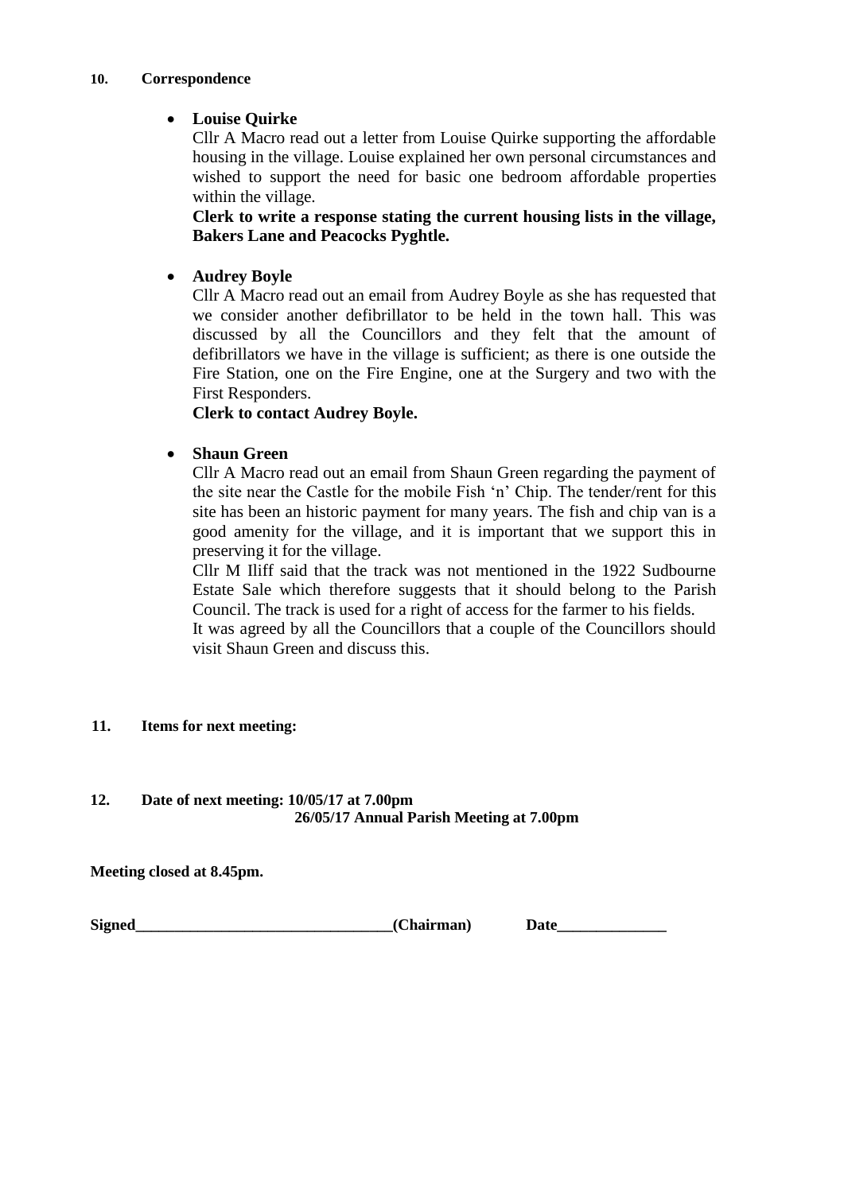**10. Correspondence**

- **Louise Quirke**

  Cllr A Macro read out a letter from Louise Quirke supporting the affordable housing in the village. Louise explained her own personal circumstances and wished to support the need for basic one bedroom affordable properties within the village.

  **Clerk to write a response stating the current housing lists in the village, Bakers Lane and Peacocks Pyghtle.**

- **Audrey Boyle**

  Cllr A Macro read out an email from Audrey Boyle as she has requested that we consider another defibrillator to be held in the town hall. This was discussed by all the Councillors and they felt that the amount of defibrillators we have in the village is sufficient; as there is one outside the Fire Station, one on the Fire Engine, one at the Surgery and two with the First Responders.

  **Clerk to contact Audrey Boyle.**

- **Shaun Green**

  Cllr A Macro read out an email from Shaun Green regarding the payment of the site near the Castle for the mobile Fish 'n' Chip. The tender/rent for this site has been an historic payment for many years. The fish and chip van is a good amenity for the village, and it is important that we support this in preserving it for the village.

  Cllr M Iliff said that the track was not mentioned in the 1922 Sudbourne Estate Sale which therefore suggests that it should belong to the Parish Council. The track is used for a right of access for the farmer to his fields.

  It was agreed by all the Councillors that a couple of the Councillors should visit Shaun Green and discuss this.

**11. Items for next meeting:**

**12. Date of next meeting: 10/05/17 at 7.00pm**
**26/05/17 Annual Parish Meeting at 7.00pm**

**Meeting closed at 8.45pm.**

**Signed________________________________(Chairman) Date______________**